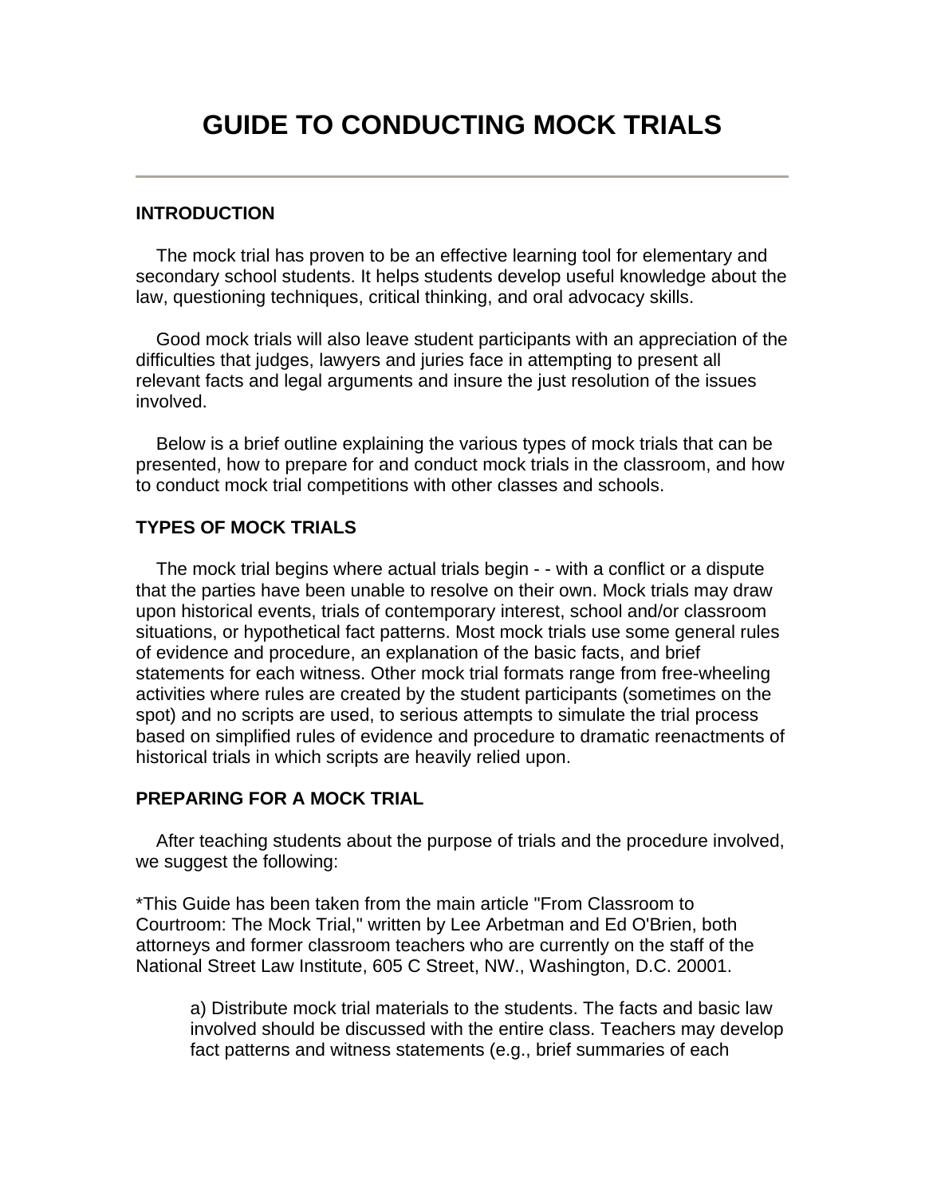# GUIDE TO CONDUCTING MOCK TRIALS

---

## INTRODUCTION

The mock trial has proven to be an effective learning tool for elementary and secondary school students. It helps students develop useful knowledge about the law, questioning techniques, critical thinking, and oral advocacy skills.

Good mock trials will also leave student participants with an appreciation of the difficulties that judges, lawyers and juries face in attempting to present all relevant facts and legal arguments and insure the just resolution of the issues involved.

Below is a brief outline explaining the various types of mock trials that can be presented, how to prepare for and conduct mock trials in the classroom, and how to conduct mock trial competitions with other classes and schools.

## TYPES OF MOCK TRIALS

The mock trial begins where actual trials begin - - with a conflict or a dispute that the parties have been unable to resolve on their own. Mock trials may draw upon historical events, trials of contemporary interest, school and/or classroom situations, or hypothetical fact patterns. Most mock trials use some general rules of evidence and procedure, an explanation of the basic facts, and brief statements for each witness. Other mock trial formats range from free-wheeling activities where rules are created by the student participants (sometimes on the spot) and no scripts are used, to serious attempts to simulate the trial process based on simplified rules of evidence and procedure to dramatic reenactments of historical trials in which scripts are heavily relied upon.

## PREPARING FOR A MOCK TRIAL

After teaching students about the purpose of trials and the procedure involved, we suggest the following:

*This Guide has been taken from the main article "From Classroom to Courtroom: The Mock Trial," written by Lee Arbetman and Ed O'Brien, both attorneys and former classroom teachers who are currently on the staff of the National Street Law Institute, 605 C Street, NW., Washington, D.C. 20001.

a) Distribute mock trial materials to the students. The facts and basic law involved should be discussed with the entire class. Teachers may develop fact patterns and witness statements (e.g., brief summaries of each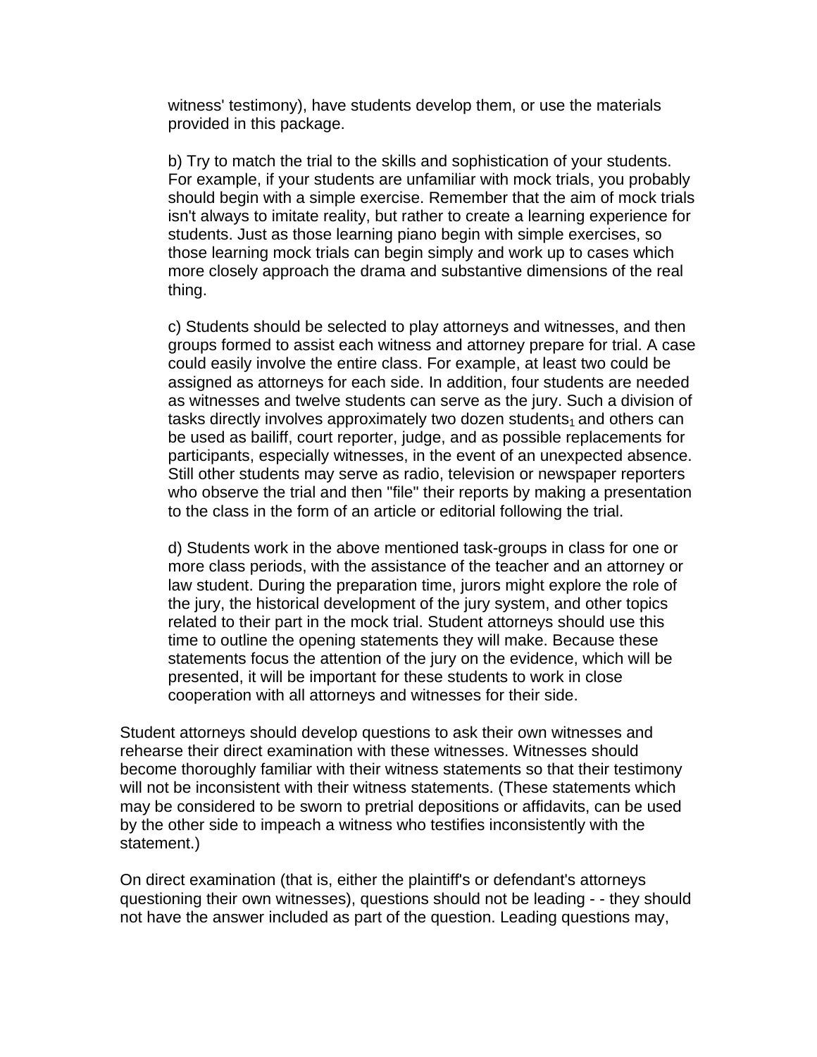witness' testimony), have students develop them, or use the materials provided in this package.

b) Try to match the trial to the skills and sophistication of your students. For example, if your students are unfamiliar with mock trials, you probably should begin with a simple exercise. Remember that the aim of mock trials isn't always to imitate reality, but rather to create a learning experience for students. Just as those learning piano begin with simple exercises, so those learning mock trials can begin simply and work up to cases which more closely approach the drama and substantive dimensions of the real thing.

c) Students should be selected to play attorneys and witnesses, and then groups formed to assist each witness and attorney prepare for trial. A case could easily involve the entire class. For example, at least two could be assigned as attorneys for each side. In addition, four students are needed as witnesses and twelve students can serve as the jury. Such a division of tasks directly involves approximately two dozen students[1] and others can be used as bailiff, court reporter, judge, and as possible replacements for participants, especially witnesses, in the event of an unexpected absence. Still other students may serve as radio, television or newspaper reporters who observe the trial and then "file" their reports by making a presentation to the class in the form of an article or editorial following the trial.

d) Students work in the above mentioned task-groups in class for one or more class periods, with the assistance of the teacher and an attorney or law student. During the preparation time, jurors might explore the role of the jury, the historical development of the jury system, and other topics related to their part in the mock trial. Student attorneys should use this time to outline the opening statements they will make. Because these statements focus the attention of the jury on the evidence, which will be presented, it will be important for these students to work in close cooperation with all attorneys and witnesses for their side.

Student attorneys should develop questions to ask their own witnesses and rehearse their direct examination with these witnesses. Witnesses should become thoroughly familiar with their witness statements so that their testimony will not be inconsistent with their witness statements. (These statements which may be considered to be sworn to pretrial depositions or affidavits, can be used by the other side to impeach a witness who testifies inconsistently with the statement.)

On direct examination (that is, either the plaintiff's or defendant's attorneys questioning their own witnesses), questions should not be leading - - they should not have the answer included as part of the question. Leading questions may,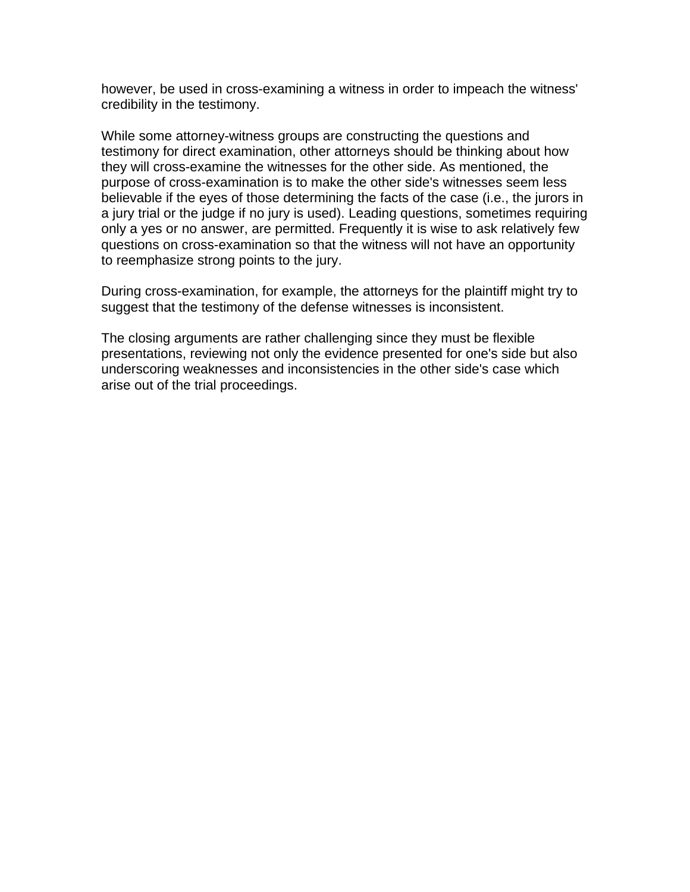however, be used in cross-examining a witness in order to impeach the witness' credibility in the testimony.

While some attorney-witness groups are constructing the questions and testimony for direct examination, other attorneys should be thinking about how they will cross-examine the witnesses for the other side. As mentioned, the purpose of cross-examination is to make the other side's witnesses seem less believable if the eyes of those determining the facts of the case (i.e., the jurors in a jury trial or the judge if no jury is used). Leading questions, sometimes requiring only a yes or no answer, are permitted. Frequently it is wise to ask relatively few questions on cross-examination so that the witness will not have an opportunity to reemphasize strong points to the jury.

During cross-examination, for example, the attorneys for the plaintiff might try to suggest that the testimony of the defense witnesses is inconsistent.

The closing arguments are rather challenging since they must be flexible presentations, reviewing not only the evidence presented for one's side but also underscoring weaknesses and inconsistencies in the other side's case which arise out of the trial proceedings.